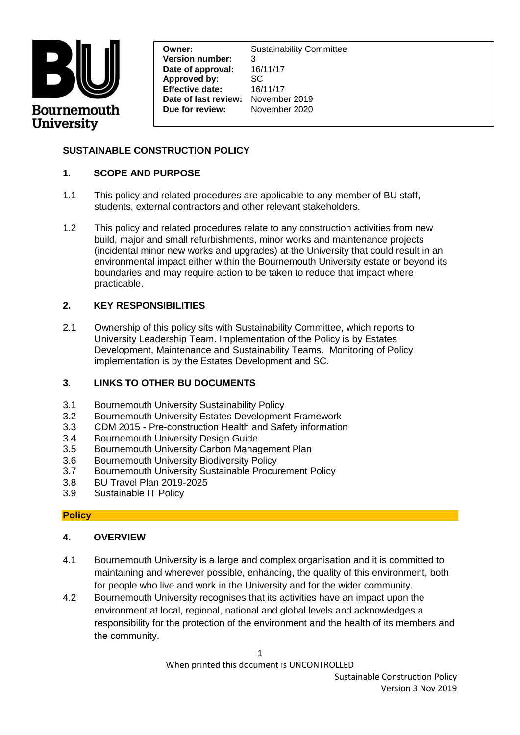| | |
|---|---|
| **Owner:** | Sustainability Committee |
| **Version number:** | 3 |
| **Date of approval:** | 16/11/17 |
| **Approved by:** | SC |
| **Effective date:** | 16/11/17 |
| **Date of last review:** | November 2019 |
| **Due for review:** | November 2020 |

## SUSTAINABLE CONSTRUCTION POLICY

### 1. SCOPE AND PURPOSE

1.1 This policy and related procedures are applicable to any member of BU staff, students, external contractors and other relevant stakeholders.

1.2 This policy and related procedures relate to any construction activities from new build, major and small refurbishments, minor works and maintenance projects (incidental minor new works and upgrades) at the University that could result in an environmental impact either within the Bournemouth University estate or beyond its boundaries and may require action to be taken to reduce that impact where practicable.

### 2. KEY RESPONSIBILITIES

2.1 Ownership of this policy sits with Sustainability Committee, which reports to University Leadership Team. Implementation of the Policy is by Estates Development, Maintenance and Sustainability Teams. Monitoring of Policy implementation is by the Estates Development and SC.

### 3. LINKS TO OTHER BU DOCUMENTS

3.1 Bournemouth University Sustainability Policy
3.2 Bournemouth University Estates Development Framework
3.3 CDM 2015 - Pre-construction Health and Safety information
3.4 Bournemouth University Design Guide
3.5 Bournemouth University Carbon Management Plan
3.6 Bournemouth University Biodiversity Policy
3.7 Bournemouth University Sustainable Procurement Policy
3.8 BU Travel Plan 2019-2025
3.9 Sustainable IT Policy

**Policy**

### 4. OVERVIEW

4.1 Bournemouth University is a large and complex organisation and it is committed to maintaining and wherever possible, enhancing, the quality of this environment, both for people who live and work in the University and for the wider community.

4.2 Bournemouth University recognises that its activities have an impact upon the environment at local, regional, national and global levels and acknowledges a responsibility for the protection of the environment and the health of its members and the community.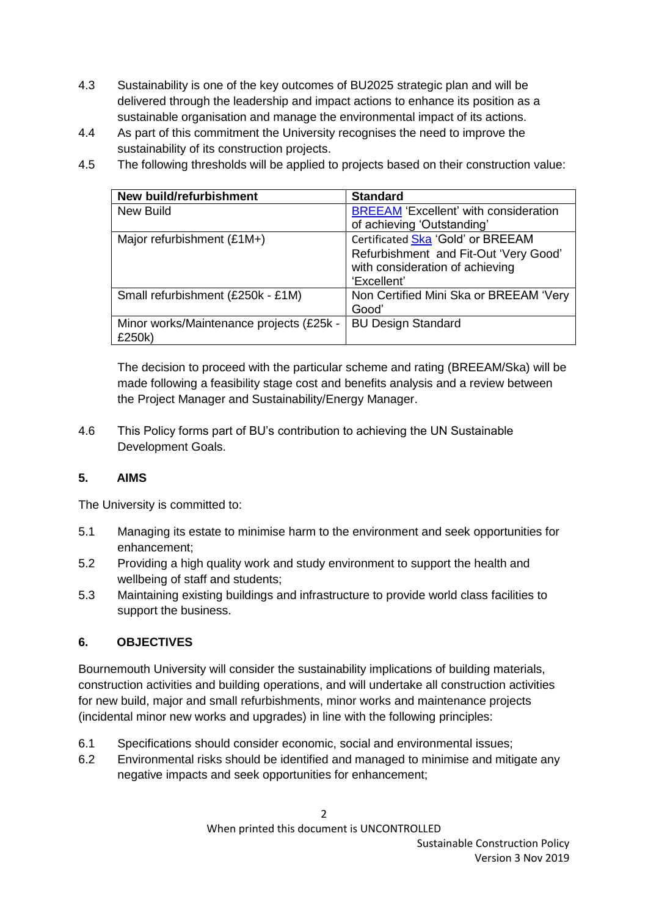4.3 Sustainability is one of the key outcomes of BU2025 strategic plan and will be delivered through the leadership and impact actions to enhance its position as a sustainable organisation and manage the environmental impact of its actions.

4.4 As part of this commitment the University recognises the need to improve the sustainability of its construction projects.

4.5 The following thresholds will be applied to projects based on their construction value:

| New build/refurbishment | Standard |
|---|---|
| New Build | BREEAM 'Excellent' with consideration of achieving 'Outstanding' |
| Major refurbishment (£1M+) | Certificated Ska 'Gold' or BREEAM Refurbishment and Fit-Out 'Very Good' with consideration of achieving 'Excellent' |
| Small refurbishment (£250k - £1M) | Non Certified Mini Ska or BREEAM 'Very Good' |
| Minor works/Maintenance projects (£25k - £250k) | BU Design Standard |

The decision to proceed with the particular scheme and rating (BREEAM/Ska) will be made following a feasibility stage cost and benefits analysis and a review between the Project Manager and Sustainability/Energy Manager.

4.6 This Policy forms part of BU's contribution to achieving the UN Sustainable Development Goals.

## 5. AIMS

The University is committed to:

5.1 Managing its estate to minimise harm to the environment and seek opportunities for enhancement;

5.2 Providing a high quality work and study environment to support the health and wellbeing of staff and students;

5.3 Maintaining existing buildings and infrastructure to provide world class facilities to support the business.

## 6. OBJECTIVES

Bournemouth University will consider the sustainability implications of building materials, construction activities and building operations, and will undertake all construction activities for new build, major and small refurbishments, minor works and maintenance projects (incidental minor new works and upgrades) in line with the following principles:

6.1 Specifications should consider economic, social and environmental issues;

6.2 Environmental risks should be identified and managed to minimise and mitigate any negative impacts and seek opportunities for enhancement;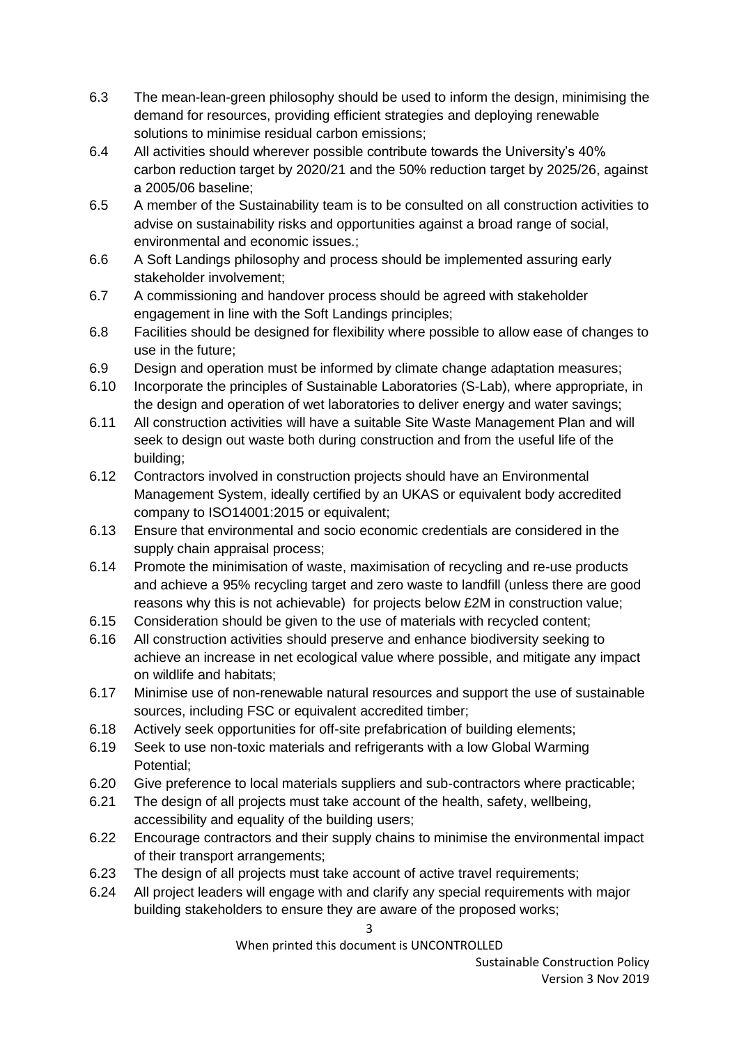6.3 The mean-lean-green philosophy should be used to inform the design, minimising the demand for resources, providing efficient strategies and deploying renewable solutions to minimise residual carbon emissions;

6.4 All activities should wherever possible contribute towards the University's 40% carbon reduction target by 2020/21 and the 50% reduction target by 2025/26, against a 2005/06 baseline;

6.5 A member of the Sustainability team is to be consulted on all construction activities to advise on sustainability risks and opportunities against a broad range of social, environmental and economic issues.;

6.6 A Soft Landings philosophy and process should be implemented assuring early stakeholder involvement;

6.7 A commissioning and handover process should be agreed with stakeholder engagement in line with the Soft Landings principles;

6.8 Facilities should be designed for flexibility where possible to allow ease of changes to use in the future;

6.9 Design and operation must be informed by climate change adaptation measures;

6.10 Incorporate the principles of Sustainable Laboratories (S-Lab), where appropriate, in the design and operation of wet laboratories to deliver energy and water savings;

6.11 All construction activities will have a suitable Site Waste Management Plan and will seek to design out waste both during construction and from the useful life of the building;

6.12 Contractors involved in construction projects should have an Environmental Management System, ideally certified by an UKAS or equivalent body accredited company to ISO14001:2015 or equivalent;

6.13 Ensure that environmental and socio economic credentials are considered in the supply chain appraisal process;

6.14 Promote the minimisation of waste, maximisation of recycling and re-use products and achieve a 95% recycling target and zero waste to landfill (unless there are good reasons why this is not achievable) for projects below £2M in construction value;

6.15 Consideration should be given to the use of materials with recycled content;

6.16 All construction activities should preserve and enhance biodiversity seeking to achieve an increase in net ecological value where possible, and mitigate any impact on wildlife and habitats;

6.17 Minimise use of non-renewable natural resources and support the use of sustainable sources, including FSC or equivalent accredited timber;

6.18 Actively seek opportunities for off-site prefabrication of building elements;

6.19 Seek to use non-toxic materials and refrigerants with a low Global Warming Potential;

6.20 Give preference to local materials suppliers and sub-contractors where practicable;

6.21 The design of all projects must take account of the health, safety, wellbeing, accessibility and equality of the building users;

6.22 Encourage contractors and their supply chains to minimise the environmental impact of their transport arrangements;

6.23 The design of all projects must take account of active travel requirements;

6.24 All project leaders will engage with and clarify any special requirements with major building stakeholders to ensure they are aware of the proposed works;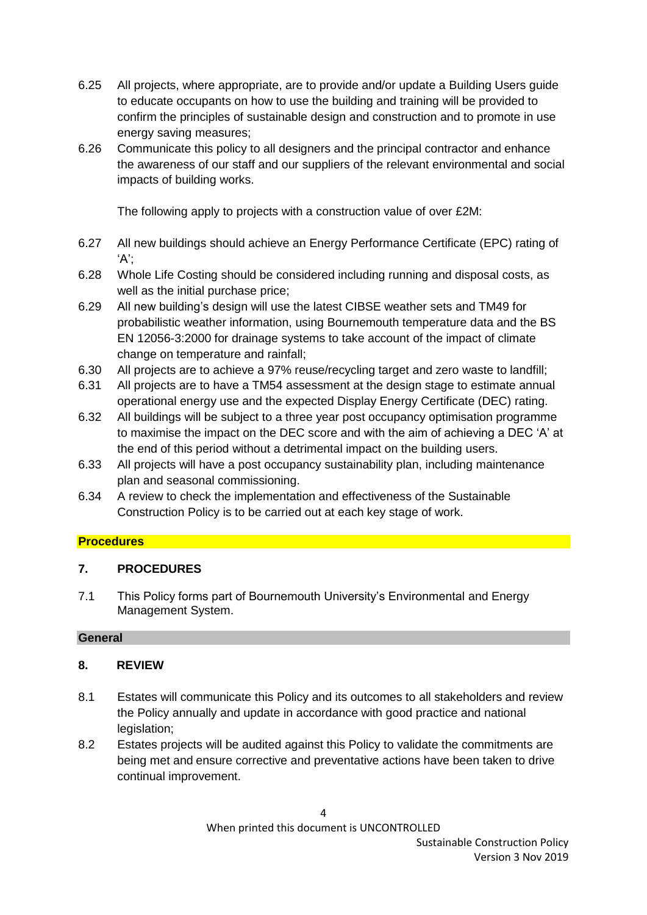6.25 All projects, where appropriate, are to provide and/or update a Building Users guide to educate occupants on how to use the building and training will be provided to confirm the principles of sustainable design and construction and to promote in use energy saving measures;

6.26 Communicate this policy to all designers and the principal contractor and enhance the awareness of our staff and our suppliers of the relevant environmental and social impacts of building works.

The following apply to projects with a construction value of over £2M:

6.27 All new buildings should achieve an Energy Performance Certificate (EPC) rating of 'A';

6.28 Whole Life Costing should be considered including running and disposal costs, as well as the initial purchase price;

6.29 All new building's design will use the latest CIBSE weather sets and TM49 for probabilistic weather information, using Bournemouth temperature data and the BS EN 12056-3:2000 for drainage systems to take account of the impact of climate change on temperature and rainfall;

6.30 All projects are to achieve a 97% reuse/recycling target and zero waste to landfill;

6.31 All projects are to have a TM54 assessment at the design stage to estimate annual operational energy use and the expected Display Energy Certificate (DEC) rating.

6.32 All buildings will be subject to a three year post occupancy optimisation programme to maximise the impact on the DEC score and with the aim of achieving a DEC 'A' at the end of this period without a detrimental impact on the building users.

6.33 All projects will have a post occupancy sustainability plan, including maintenance plan and seasonal commissioning.

6.34 A review to check the implementation and effectiveness of the Sustainable Construction Policy is to be carried out at each key stage of work.

**Procedures**

## 7. PROCEDURES

7.1 This Policy forms part of Bournemouth University's Environmental and Energy Management System.

**General**

## 8. REVIEW

8.1 Estates will communicate this Policy and its outcomes to all stakeholders and review the Policy annually and update in accordance with good practice and national legislation;

8.2 Estates projects will be audited against this Policy to validate the commitments are being met and ensure corrective and preventative actions have been taken to drive continual improvement.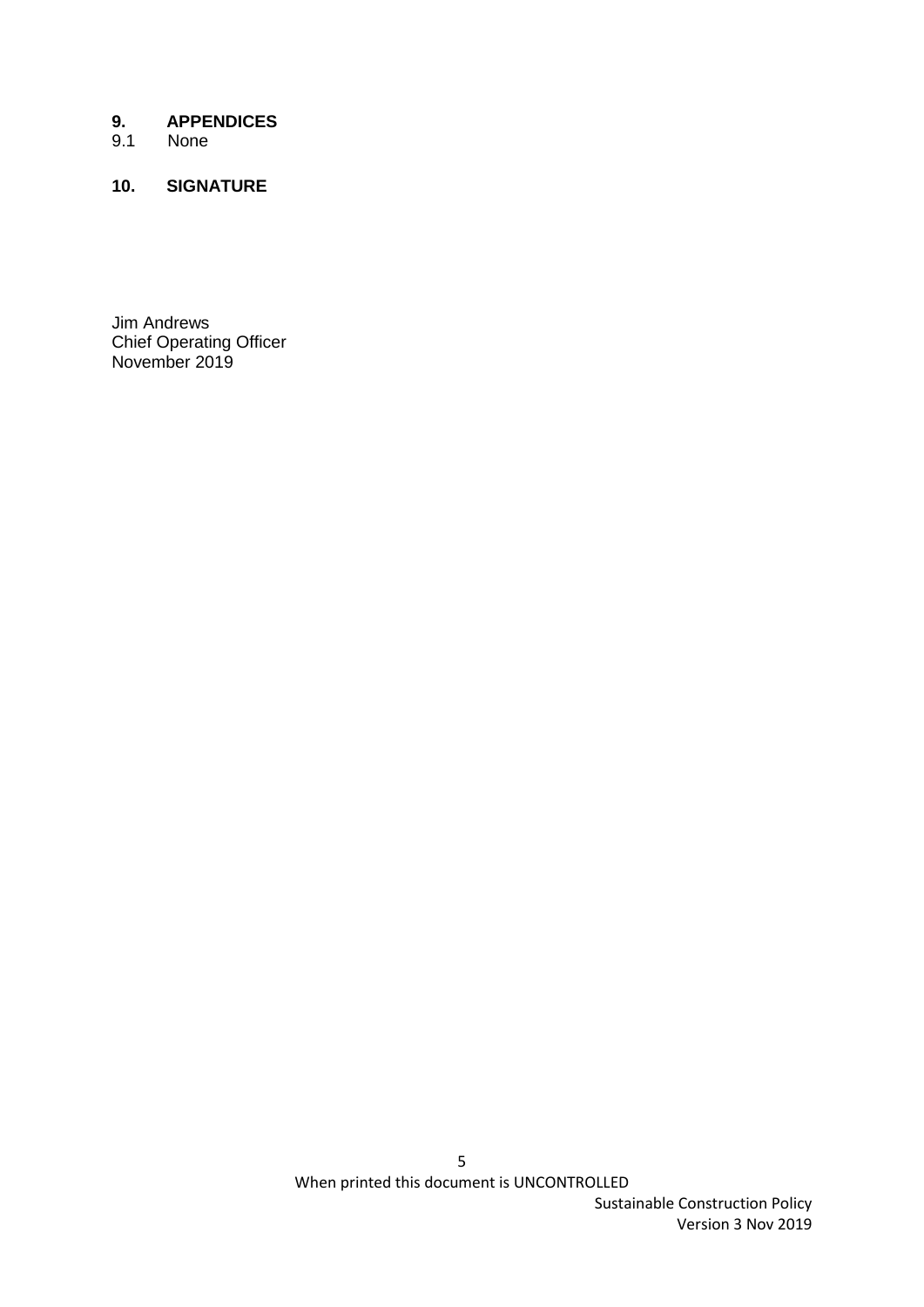## 9. APPENDICES

9.1 None

## 10. SIGNATURE

Jim Andrews
Chief Operating Officer
November 2019